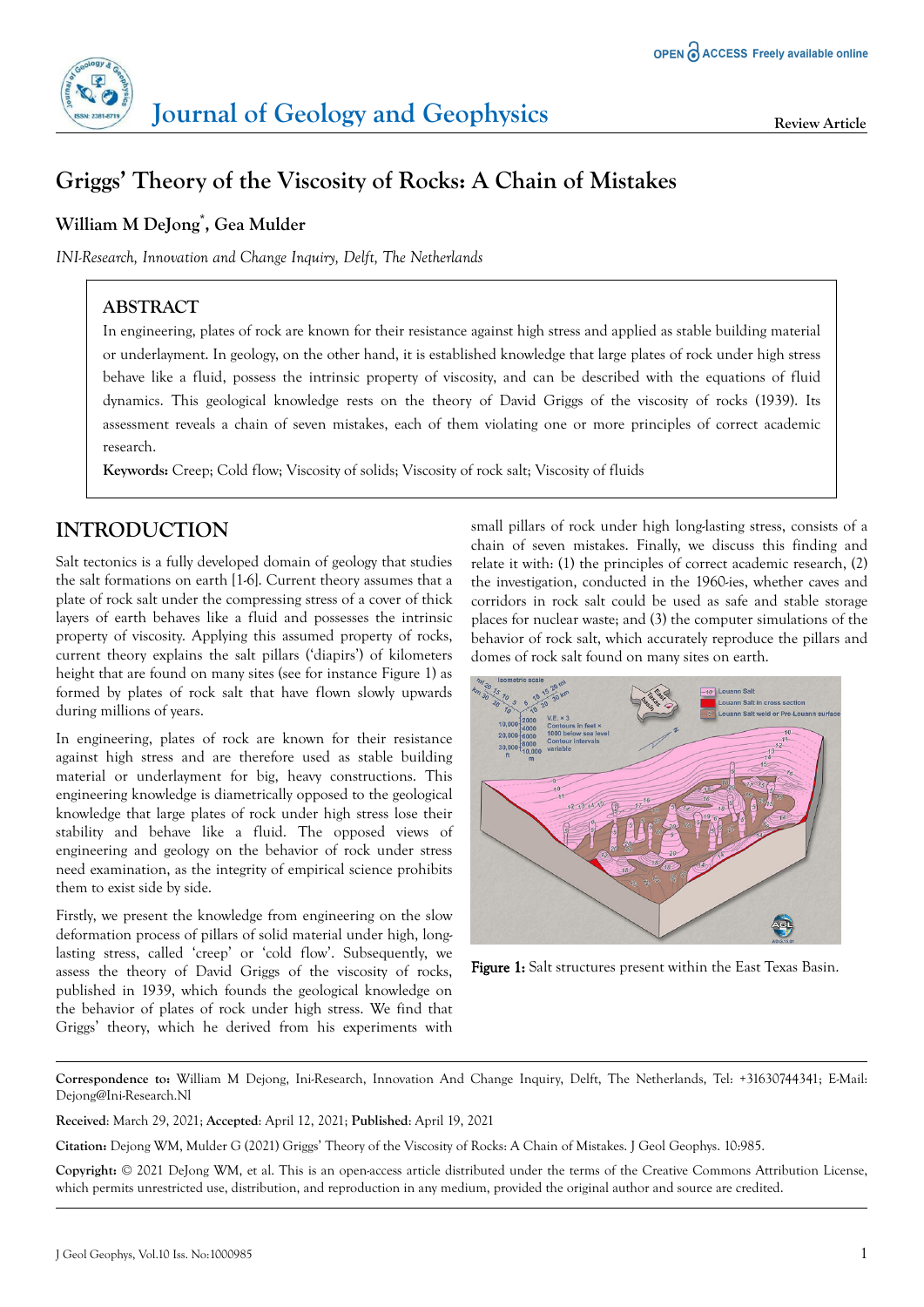# Griggs' Theory of the Viscosity of Rocks: A Chain of Mistakes

**William M DeJong*, Gea Mulder**

*INI-Research, Innovation and Change Inquiry, Delft, The Netherlands*

## ABSTRACT

In engineering, plates of rock are known for their resistance against high stress and applied as stable building material or underlayment. In geology, on the other hand, it is established knowledge that large plates of rock under high stress behave like a fluid, possess the intrinsic property of viscosity, and can be described with the equations of fluid dynamics. This geological knowledge rests on the theory of David Griggs of the viscosity of rocks (1939). Its assessment reveals a chain of seven mistakes, each of them violating one or more principles of correct academic research.

**Keywords:** Creep; Cold flow; Viscosity of solids; Viscosity of rock salt; Viscosity of fluids

## INTRODUCTION

Salt tectonics is a fully developed domain of geology that studies the salt formations on earth [1-6]. Current theory assumes that a plate of rock salt under the compressing stress of a cover of thick layers of earth behaves like a fluid and possesses the intrinsic property of viscosity. Applying this assumed property of rocks, current theory explains the salt pillars ('diapirs') of kilometers height that are found on many sites (see for instance Figure 1) as formed by plates of rock salt that have flown slowly upwards during millions of years.

In engineering, plates of rock are known for their resistance against high stress and are therefore used as stable building material or underlayment for big, heavy constructions. This engineering knowledge is diametrically opposed to the geological knowledge that large plates of rock under high stress lose their stability and behave like a fluid. The opposed views of engineering and geology on the behavior of rock under stress need examination, as the integrity of empirical science prohibits them to exist side by side.

Firstly, we present the knowledge from engineering on the slow deformation process of pillars of solid material under high, long-lasting stress, called 'creep' or 'cold flow'. Subsequently, we assess the theory of David Griggs of the viscosity of rocks, published in 1939, which founds the geological knowledge on the behavior of plates of rock under high stress. We find that Griggs' theory, which he derived from his experiments with small pillars of rock under high long-lasting stress, consists of a chain of seven mistakes. Finally, we discuss this finding and relate it with: (1) the principles of correct academic research, (2) the investigation, conducted in the 1960-ies, whether caves and corridors in rock salt could be used as safe and stable storage places for nuclear waste; and (3) the computer simulations of the behavior of rock salt, which accurately reproduce the pillars and domes of rock salt found on many sites on earth.

**Figure 1:** Salt structures present within the East Texas Basin.

---

**Correspondence to:** William M Dejong, Ini-Research, Innovation And Change Inquiry, Delft, The Netherlands, Tel: +31630744341; E-Mail: Dejong@Ini-Research.Nl

**Received**: March 29, 2021; **Accepted**: April 12, 2021; **Published**: April 19, 2021

**Citation:** Dejong WM, Mulder G (2021) Griggs' Theory of the Viscosity of Rocks: A Chain of Mistakes. J Geol Geophys. 10:985.

**Copyright:** © 2021 DeJong WM, et al. This is an open-access article distributed under the terms of the Creative Commons Attribution License, which permits unrestricted use, distribution, and reproduction in any medium, provided the original author and source are credited.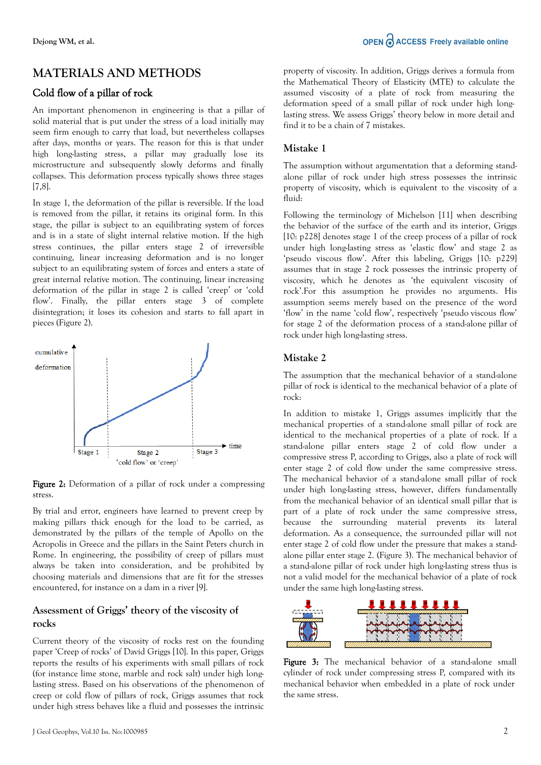## MATERIALS AND METHODS

### Cold flow of a pillar of rock

An important phenomenon in engineering is that a pillar of solid material that is put under the stress of a load initially may seem firm enough to carry that load, but nevertheless collapses after days, months or years. The reason for this is that under high long-lasting stress, a pillar may gradually lose its microstructure and subsequently slowly deforms and finally collapses. This deformation process typically shows three stages [7,8].

In stage 1, the deformation of the pillar is reversible. If the load is removed from the pillar, it retains its original form. In this stage, the pillar is subject to an equilibrating system of forces and is in a state of slight internal relative motion. If the high stress continues, the pillar enters stage 2 of irreversible continuing, linear increasing deformation and is no longer subject to an equilibrating system of forces and enters a state of great internal relative motion. The continuing, linear increasing deformation of the pillar in stage 2 is called 'creep' or 'cold flow'. Finally, the pillar enters stage 3 of complete disintegration; it loses its cohesion and starts to fall apart in pieces (Figure 2).

**Figure 2:** Deformation of a pillar of rock under a compressing stress.

By trial and error, engineers have learned to prevent creep by making pillars thick enough for the load to be carried, as demonstrated by the pillars of the temple of Apollo on the Acropolis in Greece and the pillars in the Saint Peters church in Rome. In engineering, the possibility of creep of pillars must always be taken into consideration, and be prohibited by choosing materials and dimensions that are fit for the stresses encountered, for instance on a dam in a river [9].

### Assessment of Griggs' theory of the viscosity of rocks

Current theory of the viscosity of rocks rest on the founding paper 'Creep of rocks' of David Griggs [10]. In this paper, Griggs reports the results of his experiments with small pillars of rock (for instance lime stone, marble and rock salt) under high long-lasting stress. Based on his observations of the phenomenon of creep or cold flow of pillars of rock, Griggs assumes that rock under high stress behaves like a fluid and possesses the intrinsic property of viscosity. In addition, Griggs derives a formula from the Mathematical Theory of Elasticity (MTE) to calculate the assumed viscosity of a plate of rock from measuring the deformation speed of a small pillar of rock under high long-lasting stress. We assess Griggs' theory below in more detail and find it to be a chain of 7 mistakes.

### Mistake 1

The assumption without argumentation that a deforming stand-alone pillar of rock under high stress possesses the intrinsic property of viscosity, which is equivalent to the viscosity of a fluid:

Following the terminology of Michelson [11] when describing the behavior of the surface of the earth and its interior, Griggs [10: p228] denotes stage 1 of the creep process of a pillar of rock under high long-lasting stress as 'elastic flow' and stage 2 as 'pseudo viscous flow'. After this labeling, Griggs [10: p229] assumes that in stage 2 rock possesses the intrinsic property of viscosity, which he denotes as 'the equivalent viscosity of rock'.For this assumption he provides no arguments. His assumption seems merely based on the presence of the word 'flow' in the name 'cold flow', respectively 'pseudo viscous flow' for stage 2 of the deformation process of a stand-alone pillar of rock under high long-lasting stress.

### Mistake 2

The assumption that the mechanical behavior of a stand-alone pillar of rock is identical to the mechanical behavior of a plate of rock:

In addition to mistake 1, Griggs assumes implicitly that the mechanical properties of a stand-alone small pillar of rock are identical to the mechanical properties of a plate of rock. If a stand-alone pillar enters stage 2 of cold flow under a compressive stress P, according to Griggs, also a plate of rock will enter stage 2 of cold flow under the same compressive stress. The mechanical behavior of a stand-alone small pillar of rock under high long-lasting stress, however, differs fundamentally from the mechanical behavior of an identical small pillar that is part of a plate of rock under the same compressive stress, because the surrounding material prevents its lateral deformation. As a consequence, the surrounded pillar will not enter stage 2 of cold flow under the pressure that makes a stand-alone pillar enter stage 2. (Figure 3). The mechanical behavior of a stand-alone pillar of rock under high long-lasting stress thus is not a valid model for the mechanical behavior of a plate of rock under the same high long-lasting stress.

**Figure 3:** The mechanical behavior of a stand-alone small cylinder of rock under compressing stress P, compared with its mechanical behavior when embedded in a plate of rock under the same stress.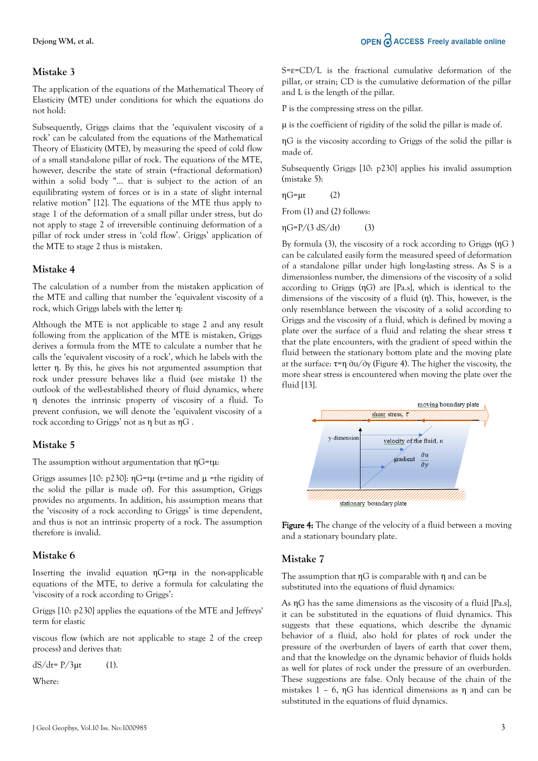## Mistake 3

The application of the equations of the Mathematical Theory of Elasticity (MTE) under conditions for which the equations do not hold:

Subsequently, Griggs claims that the 'equivalent viscosity of a rock' can be calculated from the equations of the Mathematical Theory of Elasticity (MTE), by measuring the speed of cold flow of a small stand-alone pillar of rock. The equations of the MTE, however, describe the state of strain (=fractional deformation) within a solid body "… that is subject to the action of an equilibrating system of forces or is in a state of slight internal relative motion" [12]. The equations of the MTE thus apply to stage 1 of the deformation of a small pillar under stress, but do not apply to stage 2 of irreversible continuing deformation of a pillar of rock under stress in 'cold flow'. Griggs' application of the MTE to stage 2 thus is mistaken.

## Mistake 4

The calculation of a number from the mistaken application of the MTE and calling that number the 'equivalent viscosity of a rock, which Griggs labels with the letter η:

Although the MTE is not applicable to stage 2 and any result following from the application of the MTE is mistaken, Griggs derives a formula from the MTE to calculate a number that he calls the 'equivalent viscosity of a rock', which he labels with the letter η. By this, he gives his not argumented assumption that rock under pressure behaves like a fluid (see mistake 1) the outlook of the well-established theory of fluid dynamics, where η denotes the intrinsic property of viscosity of a fluid. To prevent confusion, we will denote the 'equivalent viscosity of a rock according to Griggs' not as η but as ηG .

## Mistake 5

The assumption without argumentation that ηG=tμ:

Griggs assumes [10: p230]: ηG=tμ (t=time and μ =the rigidity of the solid the pillar is made of). For this assumption, Griggs provides no arguments. In addition, his assumption means that the 'viscosity of a rock according to Griggs' is time dependent, and thus is not an intrinsic property of a rock. The assumption therefore is invalid.

## Mistake 6

Inserting the invalid equation ηG=tμ in the non-applicable equations of the MTE, to derive a formula for calculating the 'viscosity of a rock according to Griggs':

Griggs [10: p230] applies the equations of the MTE and Jeffreys' term for elastic

viscous flow (which are not applicable to stage 2 of the creep process) and derives that:

$$dS/dt = P/3\mu t \qquad (1).$$

Where:

S=ε=CD/L is the fractional cumulative deformation of the pillar, or strain; CD is the cumulative deformation of the pillar and L is the length of the pillar.

P is the compressing stress on the pillar.

μ is the coefficient of rigidity of the solid the pillar is made of.

ηG is the viscosity according to Griggs of the solid the pillar is made of.

Subsequently Griggs [10: p230] applies his invalid assumption (mistake 5):

$$\eta G = \mu t \qquad (2)$$

From (1) and (2) follows:

$$\eta G = P/(3\ dS/dt) \qquad (3)$$

By formula (3), the viscosity of a rock according to Griggs (ηG ) can be calculated easily form the measured speed of deformation of a standalone pillar under high long-lasting stress. As S is a dimensionless number, the dimensions of the viscosity of a solid according to Griggs (ηG) are [Pa.s], which is identical to the dimensions of the viscosity of a fluid (η). This, however, is the only resemblance between the viscosity of a solid according to Griggs and the viscosity of a fluid, which is defined by moving a plate over the surface of a fluid and relating the shear stress τ that the plate encounters, with the gradient of speed within the fluid between the stationary bottom plate and the moving plate at the surface: $\tau = \eta\ \partial u/\partial y$ (Figure 4). The higher the viscosity, the more shear stress is encountered when moving the plate over the fluid [13].

**Figure 4:** The change of the velocity of a fluid between a moving and a stationary boundary plate.

## Mistake 7

The assumption that ηG is comparable with η and can be substituted into the equations of fluid dynamics:

As ηG has the same dimensions as the viscosity of a fluid [Pa.s], it can be substituted in the equations of fluid dynamics. This suggests that these equations, which describe the dynamic behavior of a fluid, also hold for plates of rock under the pressure of the overburden of layers of earth that cover them, and that the knowledge on the dynamic behavior of fluids holds as well for plates of rock under the pressure of an overburden. These suggestions are false. Only because of the chain of the mistakes 1 – 6, ηG has identical dimensions as η and can be substituted in the equations of fluid dynamics.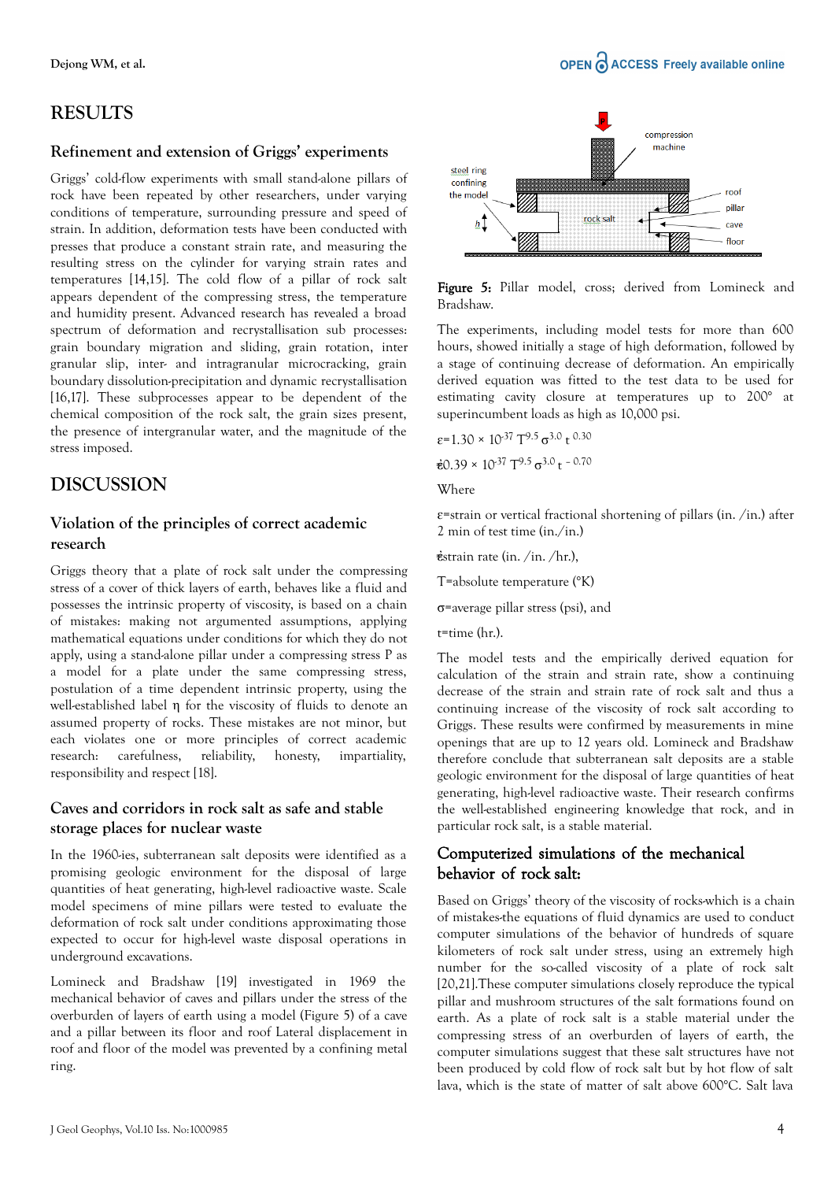## RESULTS

### Refinement and extension of Griggs' experiments

Griggs' cold-flow experiments with small stand-alone pillars of rock have been repeated by other researchers, under varying conditions of temperature, surrounding pressure and speed of strain. In addition, deformation tests have been conducted with presses that produce a constant strain rate, and measuring the resulting stress on the cylinder for varying strain rates and temperatures [14,15]. The cold flow of a pillar of rock salt appears dependent of the compressing stress, the temperature and humidity present. Advanced research has revealed a broad spectrum of deformation and recrystallisation sub processes: grain boundary migration and sliding, grain rotation, inter granular slip, inter- and intragranular microcracking, grain boundary dissolution-precipitation and dynamic recrystallisation [16,17]. These subprocesses appear to be dependent of the chemical composition of the rock salt, the grain sizes present, the presence of intergranular water, and the magnitude of the stress imposed.

## DISCUSSION

### Violation of the principles of correct academic research

Griggs theory that a plate of rock salt under the compressing stress of a cover of thick layers of earth, behaves like a fluid and possesses the intrinsic property of viscosity, is based on a chain of mistakes: making not argumented assumptions, applying mathematical equations under conditions for which they do not apply, using a stand-alone pillar under a compressing stress P as a model for a plate under the same compressing stress, postulation of a time dependent intrinsic property, using the well-established label η for the viscosity of fluids to denote an assumed property of rocks. These mistakes are not minor, but each violates one or more principles of correct academic research: carefulness, reliability, honesty, impartiality, responsibility and respect [18].

### Caves and corridors in rock salt as safe and stable storage places for nuclear waste

In the 1960-ies, subterranean salt deposits were identified as a promising geologic environment for the disposal of large quantities of heat generating, high-level radioactive waste. Scale model specimens of mine pillars were tested to evaluate the deformation of rock salt under conditions approximating those expected to occur for high-level waste disposal operations in underground excavations.

Lomineck and Bradshaw [19] investigated in 1969 the mechanical behavior of caves and pillars under the stress of the overburden of layers of earth using a model (Figure 5) of a cave and a pillar between its floor and roof Lateral displacement in roof and floor of the model was prevented by a confining metal ring.

**Figure 5:** Pillar model, cross; derived from Lomineck and Bradshaw.

The experiments, including model tests for more than 600 hours, showed initially a stage of high deformation, followed by a stage of continuing decrease of deformation. An empirically derived equation was fitted to the test data to be used for estimating cavity closure at temperatures up to 200° at superincumbent loads as high as 10,000 psi.

$$\varepsilon = 1.30 \times 10^{-37}\, T^{9.5}\, \sigma^{3.0}\, t^{\,0.30}$$

$$\dot{\varepsilon} = 0.39 \times 10^{-37}\, T^{9.5}\, \sigma^{3.0}\, t^{\,-0.70}$$

Where

$\varepsilon$=strain or vertical fractional shortening of pillars (in. /in.) after 2 min of test time (in./in.)

$\dot{\varepsilon}$=strain rate (in. /in. /hr.),

T=absolute temperature (°K)

$\sigma$=average pillar stress (psi), and

t=time (hr.).

The model tests and the empirically derived equation for calculation of the strain and strain rate, show a continuing decrease of the strain and strain rate of rock salt and thus a continuing increase of the viscosity of rock salt according to Griggs. These results were confirmed by measurements in mine openings that are up to 12 years old. Lomineck and Bradshaw therefore conclude that subterranean salt deposits are a stable geologic environment for the disposal of large quantities of heat generating, high-level radioactive waste. Their research confirms the well-established engineering knowledge that rock, and in particular rock salt, is a stable material.

### Computerized simulations of the mechanical behavior of rock salt:

Based on Griggs' theory of the viscosity of rocks-which is a chain of mistakes-the equations of fluid dynamics are used to conduct computer simulations of the behavior of hundreds of square kilometers of rock salt under stress, using an extremely high number for the so-called viscosity of a plate of rock salt [20,21].These computer simulations closely reproduce the typical pillar and mushroom structures of the salt formations found on earth. As a plate of rock salt is a stable material under the compressing stress of an overburden of layers of earth, the computer simulations suggest that these salt structures have not been produced by cold flow of rock salt but by hot flow of salt lava, which is the state of matter of salt above 600°C. Salt lava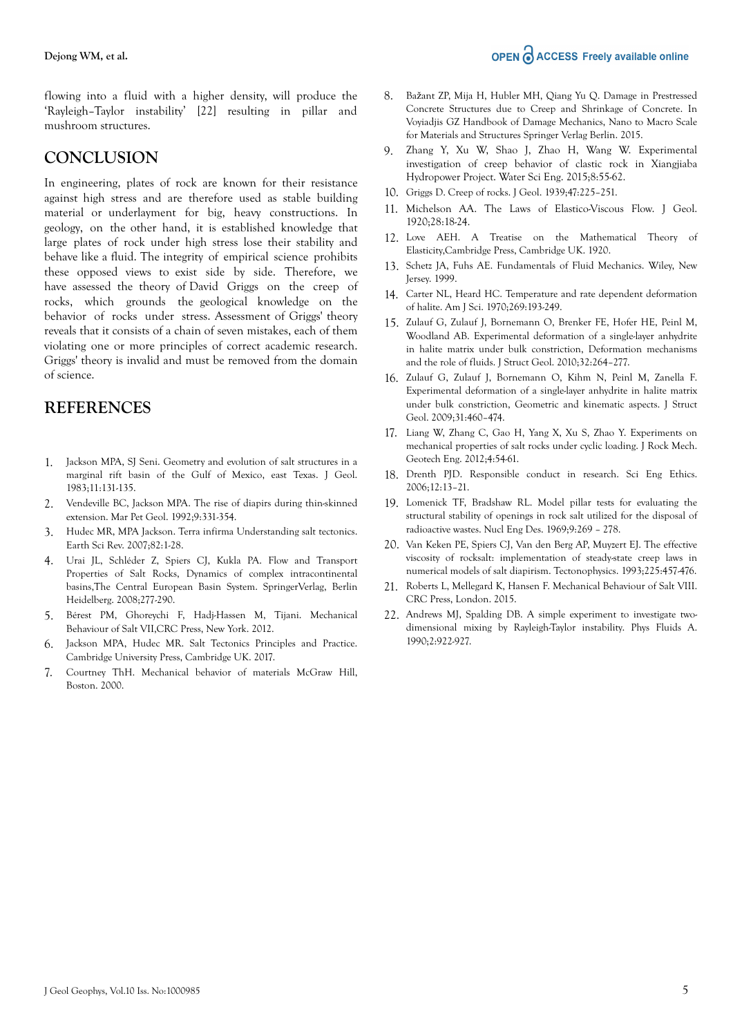flowing into a fluid with a higher density, will produce the 'Rayleigh–Taylor instability' [22] resulting in pillar and mushroom structures.

## CONCLUSION

In engineering, plates of rock are known for their resistance against high stress and are therefore used as stable building material or underlayment for big, heavy constructions. In geology, on the other hand, it is established knowledge that large plates of rock under high stress lose their stability and behave like a fluid. The integrity of empirical science prohibits these opposed views to exist side by side. Therefore, we have assessed the theory of David Griggs on the creep of rocks, which grounds the geological knowledge on the behavior of rocks under stress. Assessment of Griggs' theory reveals that it consists of a chain of seven mistakes, each of them violating one or more principles of correct academic research. Griggs' theory is invalid and must be removed from the domain of science.

## REFERENCES

1. Jackson MPA, SJ Seni. Geometry and evolution of salt structures in a marginal rift basin of the Gulf of Mexico, east Texas. J Geol. 1983;11:131-135.
2. Vendeville BC, Jackson MPA. The rise of diapirs during thin-skinned extension. Mar Pet Geol. 1992;9:331-354.
3. Hudec MR, MPA Jackson. Terra infirma Understanding salt tectonics. Earth Sci Rev. 2007;82:1-28.
4. Urai JL, Schléder Z, Spiers CJ, Kukla PA. Flow and Transport Properties of Salt Rocks, Dynamics of complex intracontinental basins,The Central European Basin System. SpringerVerlag, Berlin Heidelberg. 2008;277-290.
5. Bérest PM, Ghoreychi F, Hadj-Hassen M, Tijani. Mechanical Behaviour of Salt VII,CRC Press, New York. 2012.
6. Jackson MPA, Hudec MR. Salt Tectonics Principles and Practice. Cambridge University Press, Cambridge UK. 2017.
7. Courtney ThH. Mechanical behavior of materials McGraw Hill, Boston. 2000.
8. Bažant ZP, Mija H, Hubler MH, Qiang Yu Q. Damage in Prestressed Concrete Structures due to Creep and Shrinkage of Concrete. In Voyiadjis GZ Handbook of Damage Mechanics, Nano to Macro Scale for Materials and Structures Springer Verlag Berlin. 2015.
9. Zhang Y, Xu W, Shao J, Zhao H, Wang W. Experimental investigation of creep behavior of clastic rock in Xiangjiaba Hydropower Project. Water Sci Eng. 2015;8:55-62.
10. Griggs D. Creep of rocks. J Geol. 1939;47:225–251.
11. Michelson AA. The Laws of Elastico-Viscous Flow. J Geol. 1920;28:18-24.
12. Love AEH. A Treatise on the Mathematical Theory of Elasticity,Cambridge Press, Cambridge UK. 1920.
13. Schetz JA, Fuhs AE. Fundamentals of Fluid Mechanics. Wiley, New Jersey. 1999.
14. Carter NL, Heard HC. Temperature and rate dependent deformation of halite. Am J Sci. 1970;269:193-249.
15. Zulauf G, Zulauf J, Bornemann O, Brenker FE, Hofer HE, Peinl M, Woodland AB. Experimental deformation of a single-layer anhydrite in halite matrix under bulk constriction, Deformation mechanisms and the role of fluids. J Struct Geol. 2010;32:264–277.
16. Zulauf G, Zulauf J, Bornemann O, Kihm N, Peinl M, Zanella F. Experimental deformation of a single-layer anhydrite in halite matrix under bulk constriction, Geometric and kinematic aspects. J Struct Geol. 2009;31:460–474.
17. Liang W, Zhang C, Gao H, Yang X, Xu S, Zhao Y. Experiments on mechanical properties of salt rocks under cyclic loading. J Rock Mech. Geotech Eng. 2012;4:54-61.
18. Drenth PJD. Responsible conduct in research. Sci Eng Ethics. 2006;12:13–21.
19. Lomenick TF, Bradshaw RL. Model pillar tests for evaluating the structural stability of openings in rock salt utilized for the disposal of radioactive wastes. Nucl Eng Des. 1969;9:269 – 278.
20. Van Keken PE, Spiers CJ, Van den Berg AP, Muyzert EJ. The effective viscosity of rocksalt: implementation of steady-state creep laws in numerical models of salt diapirism. Tectonophysics. 1993;225:457-476.
21. Roberts L, Mellegard K, Hansen F. Mechanical Behaviour of Salt VIII. CRC Press, London. 2015.
22. Andrews MJ, Spalding DB. A simple experiment to investigate two-dimensional mixing by Rayleigh-Taylor instability. Phys Fluids A. 1990;2:922-927.